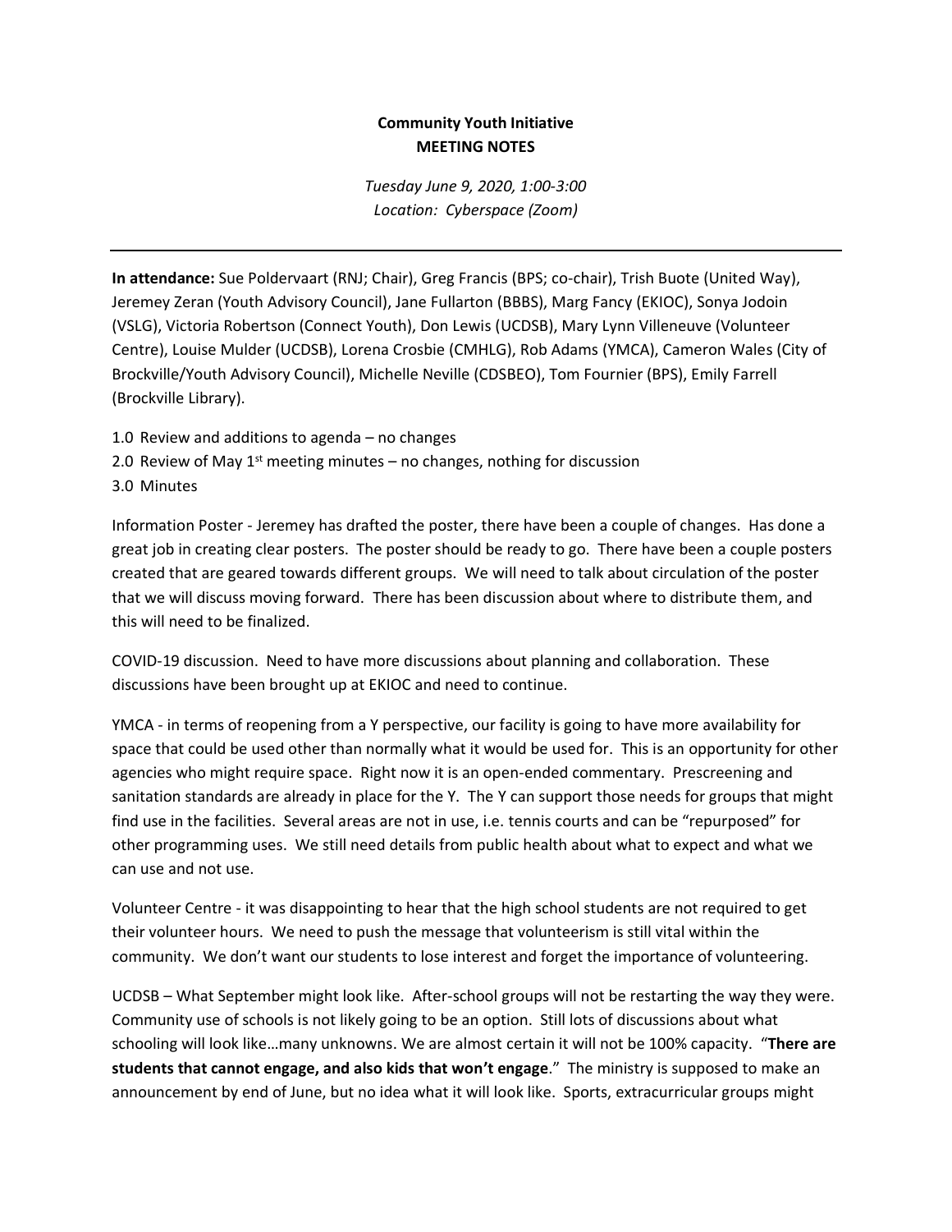**Community Youth Initiative**
**MEETING NOTES**

*Tuesday June 9, 2020, 1:00-3:00*
*Location: Cyberspace (Zoom)*

---

**In attendance:** Sue Poldervaart (RNJ; Chair), Greg Francis (BPS; co-chair), Trish Buote (United Way), Jeremey Zeran (Youth Advisory Council), Jane Fullarton (BBBS), Marg Fancy (EKIOC), Sonya Jodoin (VSLG), Victoria Robertson (Connect Youth), Don Lewis (UCDSB), Mary Lynn Villeneuve (Volunteer Centre), Louise Mulder (UCDSB), Lorena Crosbie (CMHLG), Rob Adams (YMCA), Cameron Wales (City of Brockville/Youth Advisory Council), Michelle Neville (CDSBEO), Tom Fournier (BPS), Emily Farrell (Brockville Library).

1.0 Review and additions to agenda – no changes
2.0 Review of May 1st meeting minutes – no changes, nothing for discussion
3.0 Minutes

Information Poster - Jeremey has drafted the poster, there have been a couple of changes. Has done a great job in creating clear posters. The poster should be ready to go. There have been a couple posters created that are geared towards different groups. We will need to talk about circulation of the poster that we will discuss moving forward. There has been discussion about where to distribute them, and this will need to be finalized.

COVID-19 discussion. Need to have more discussions about planning and collaboration. These discussions have been brought up at EKIOC and need to continue.

YMCA - in terms of reopening from a Y perspective, our facility is going to have more availability for space that could be used other than normally what it would be used for. This is an opportunity for other agencies who might require space. Right now it is an open-ended commentary. Prescreening and sanitation standards are already in place for the Y. The Y can support those needs for groups that might find use in the facilities. Several areas are not in use, i.e. tennis courts and can be "repurposed" for other programming uses. We still need details from public health about what to expect and what we can use and not use.

Volunteer Centre - it was disappointing to hear that the high school students are not required to get their volunteer hours. We need to push the message that volunteerism is still vital within the community. We don't want our students to lose interest and forget the importance of volunteering.

UCDSB – What September might look like. After-school groups will not be restarting the way they were. Community use of schools is not likely going to be an option. Still lots of discussions about what schooling will look like…many unknowns. We are almost certain it will not be 100% capacity. "**There are students that cannot engage, and also kids that won't engage**." The ministry is supposed to make an announcement by end of June, but no idea what it will look like. Sports, extracurricular groups might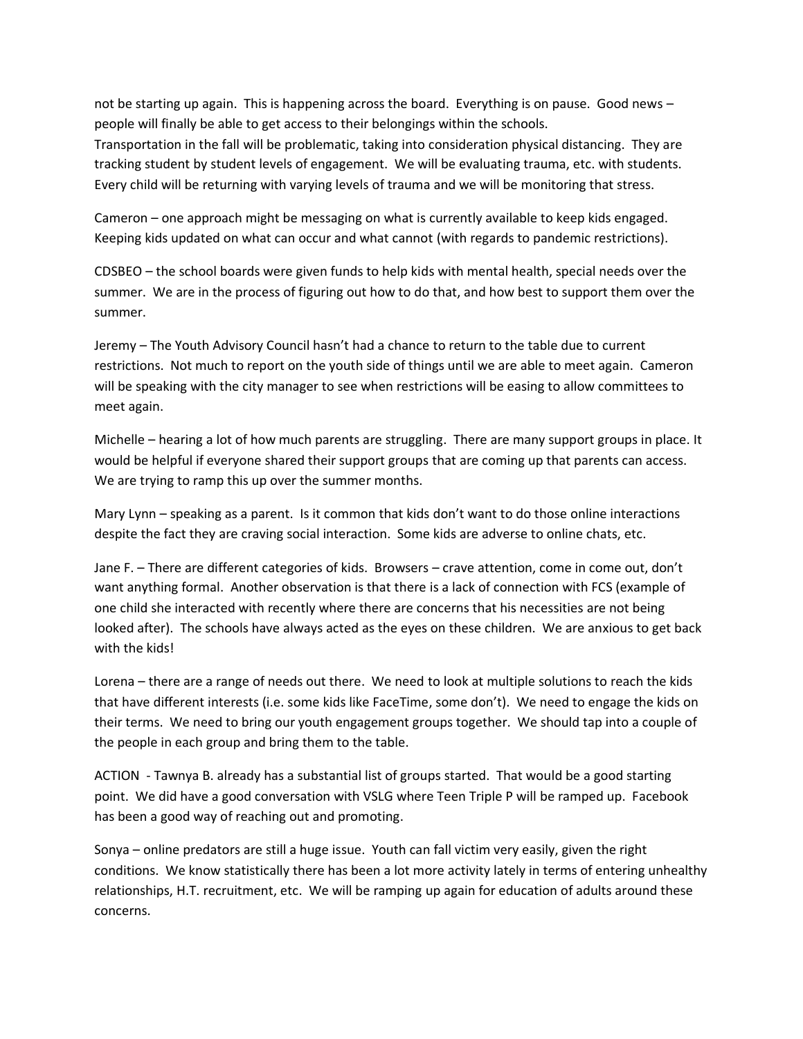not be starting up again. This is happening across the board. Everything is on pause. Good news – people will finally be able to get access to their belongings within the schools.
Transportation in the fall will be problematic, taking into consideration physical distancing. They are tracking student by student levels of engagement. We will be evaluating trauma, etc. with students. Every child will be returning with varying levels of trauma and we will be monitoring that stress.

Cameron – one approach might be messaging on what is currently available to keep kids engaged. Keeping kids updated on what can occur and what cannot (with regards to pandemic restrictions).

CDSBEO – the school boards were given funds to help kids with mental health, special needs over the summer. We are in the process of figuring out how to do that, and how best to support them over the summer.

Jeremy – The Youth Advisory Council hasn't had a chance to return to the table due to current restrictions. Not much to report on the youth side of things until we are able to meet again. Cameron will be speaking with the city manager to see when restrictions will be easing to allow committees to meet again.

Michelle – hearing a lot of how much parents are struggling. There are many support groups in place. It would be helpful if everyone shared their support groups that are coming up that parents can access. We are trying to ramp this up over the summer months.

Mary Lynn – speaking as a parent. Is it common that kids don't want to do those online interactions despite the fact they are craving social interaction. Some kids are adverse to online chats, etc.

Jane F. – There are different categories of kids. Browsers – crave attention, come in come out, don't want anything formal. Another observation is that there is a lack of connection with FCS (example of one child she interacted with recently where there are concerns that his necessities are not being looked after). The schools have always acted as the eyes on these children. We are anxious to get back with the kids!

Lorena – there are a range of needs out there. We need to look at multiple solutions to reach the kids that have different interests (i.e. some kids like FaceTime, some don't). We need to engage the kids on their terms. We need to bring our youth engagement groups together. We should tap into a couple of the people in each group and bring them to the table.

ACTION - Tawnya B. already has a substantial list of groups started. That would be a good starting point. We did have a good conversation with VSLG where Teen Triple P will be ramped up. Facebook has been a good way of reaching out and promoting.

Sonya – online predators are still a huge issue. Youth can fall victim very easily, given the right conditions. We know statistically there has been a lot more activity lately in terms of entering unhealthy relationships, H.T. recruitment, etc. We will be ramping up again for education of adults around these concerns.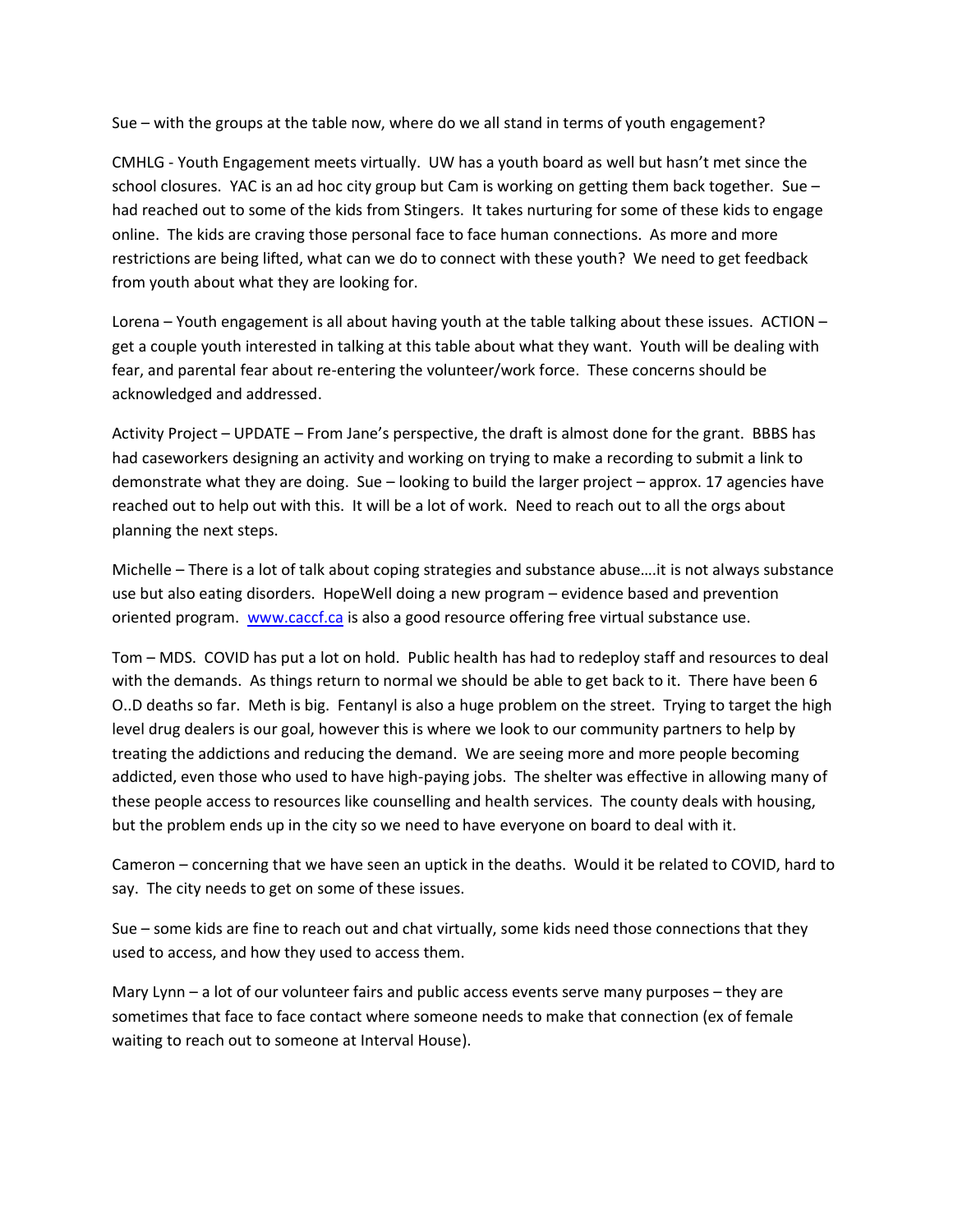Sue – with the groups at the table now, where do we all stand in terms of youth engagement?

CMHLG - Youth Engagement meets virtually. UW has a youth board as well but hasn't met since the school closures. YAC is an ad hoc city group but Cam is working on getting them back together. Sue – had reached out to some of the kids from Stingers. It takes nurturing for some of these kids to engage online. The kids are craving those personal face to face human connections. As more and more restrictions are being lifted, what can we do to connect with these youth? We need to get feedback from youth about what they are looking for.

Lorena – Youth engagement is all about having youth at the table talking about these issues. ACTION – get a couple youth interested in talking at this table about what they want. Youth will be dealing with fear, and parental fear about re-entering the volunteer/work force. These concerns should be acknowledged and addressed.

Activity Project – UPDATE – From Jane's perspective, the draft is almost done for the grant. BBBS has had caseworkers designing an activity and working on trying to make a recording to submit a link to demonstrate what they are doing. Sue – looking to build the larger project – approx. 17 agencies have reached out to help out with this. It will be a lot of work. Need to reach out to all the orgs about planning the next steps.

Michelle – There is a lot of talk about coping strategies and substance abuse….it is not always substance use but also eating disorders. HopeWell doing a new program – evidence based and prevention oriented program. [www.caccf.ca](http://www.caccf.ca) is also a good resource offering free virtual substance use.

Tom – MDS. COVID has put a lot on hold. Public health has had to redeploy staff and resources to deal with the demands. As things return to normal we should be able to get back to it. There have been 6 O..D deaths so far. Meth is big. Fentanyl is also a huge problem on the street. Trying to target the high level drug dealers is our goal, however this is where we look to our community partners to help by treating the addictions and reducing the demand. We are seeing more and more people becoming addicted, even those who used to have high-paying jobs. The shelter was effective in allowing many of these people access to resources like counselling and health services. The county deals with housing, but the problem ends up in the city so we need to have everyone on board to deal with it.

Cameron – concerning that we have seen an uptick in the deaths. Would it be related to COVID, hard to say. The city needs to get on some of these issues.

Sue – some kids are fine to reach out and chat virtually, some kids need those connections that they used to access, and how they used to access them.

Mary Lynn – a lot of our volunteer fairs and public access events serve many purposes – they are sometimes that face to face contact where someone needs to make that connection (ex of female waiting to reach out to someone at Interval House).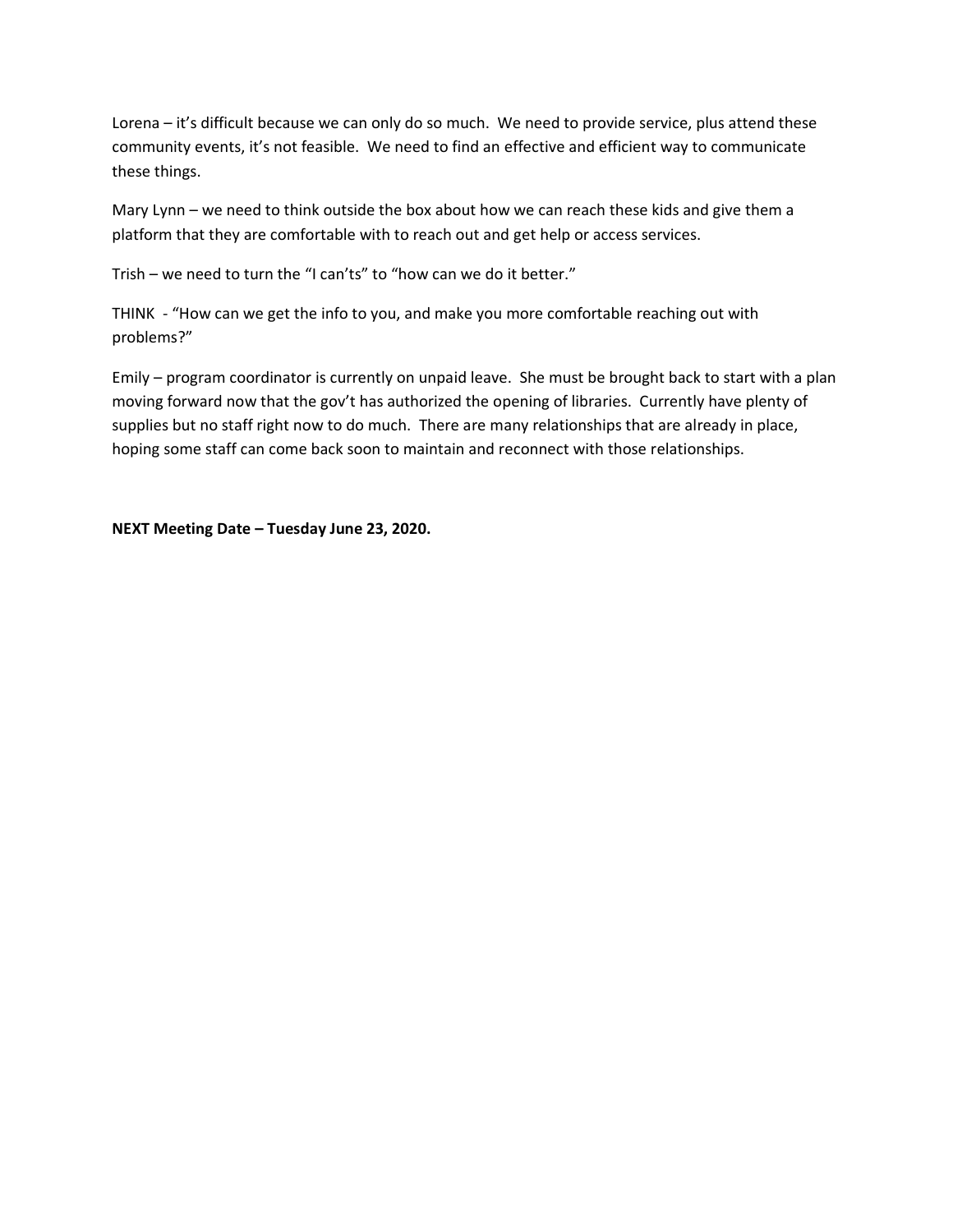Lorena – it's difficult because we can only do so much. We need to provide service, plus attend these community events, it's not feasible. We need to find an effective and efficient way to communicate these things.

Mary Lynn – we need to think outside the box about how we can reach these kids and give them a platform that they are comfortable with to reach out and get help or access services.

Trish – we need to turn the "I can'ts" to "how can we do it better."

THINK - "How can we get the info to you, and make you more comfortable reaching out with problems?"

Emily – program coordinator is currently on unpaid leave. She must be brought back to start with a plan moving forward now that the gov't has authorized the opening of libraries. Currently have plenty of supplies but no staff right now to do much. There are many relationships that are already in place, hoping some staff can come back soon to maintain and reconnect with those relationships.

**NEXT Meeting Date – Tuesday June 23, 2020.**